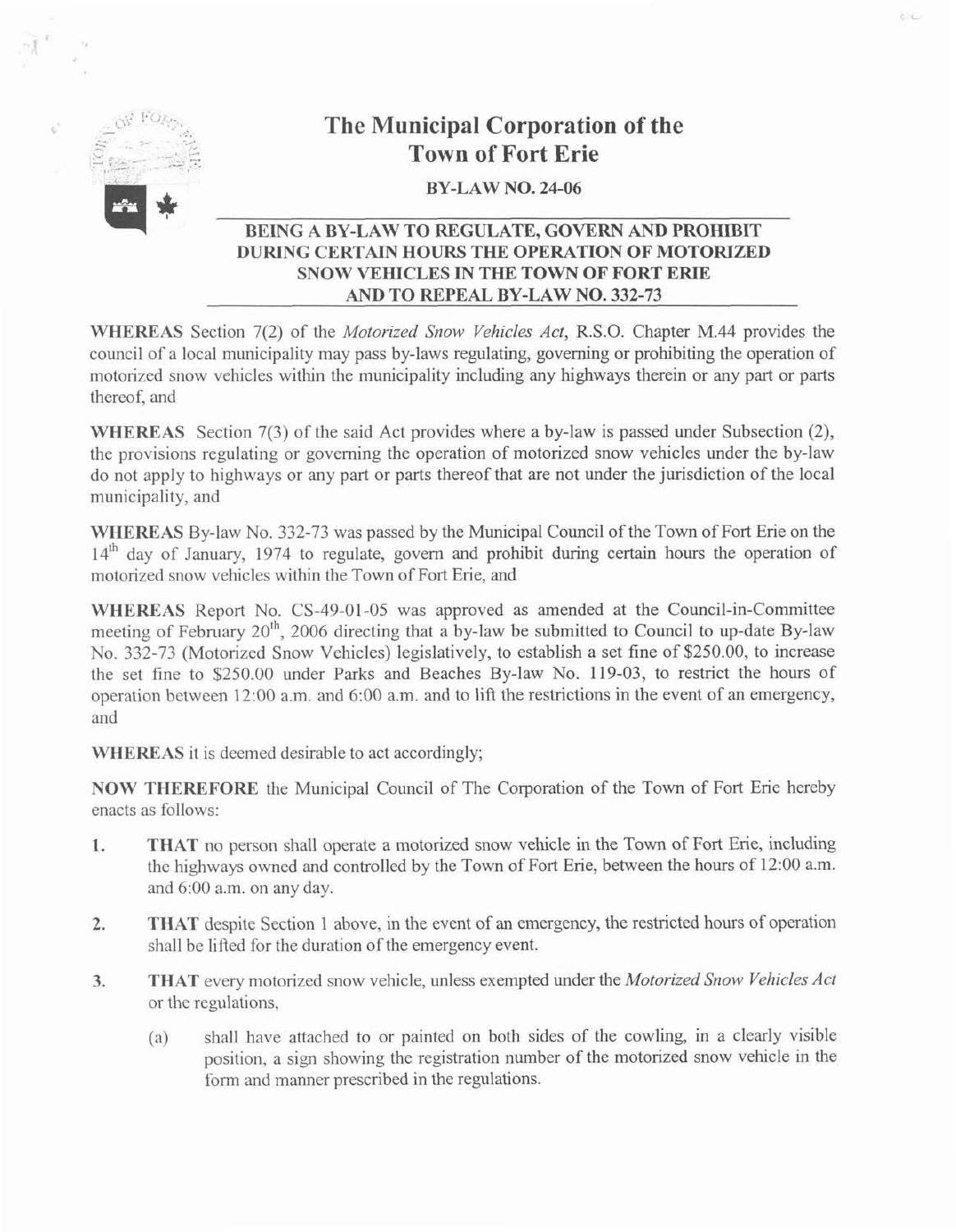# The Municipal Corporation of the Town of Fort Erie

**BY-LAW NO. 24-06**

**BEING A BY-LAW TO REGULATE, GOVERN AND PROHIBIT DURING CERTAIN HOURS THE OPERATION OF MOTORIZED SNOW VEHICLES IN THE TOWN OF FORT ERIE AND TO REPEAL BY-LAW NO. 332-73**

**WHEREAS** Section 7(2) of the *Motorized Snow Vehicles Act*, R.S.O. Chapter M.44 provides the council of a local municipality may pass by-laws regulating, governing or prohibiting the operation of motorized snow vehicles within the municipality including any highways therein or any part or parts thereof, and

**WHEREAS** Section 7(3) of the said Act provides where a by-law is passed under Subsection (2), the provisions regulating or governing the operation of motorized snow vehicles under the by-law do not apply to highways or any part or parts thereof that are not under the jurisdiction of the local municipality, and

**WHEREAS** By-law No. 332-73 was passed by the Municipal Council of the Town of Fort Erie on the 14th day of January, 1974 to regulate, govern and prohibit during certain hours the operation of motorized snow vehicles within the Town of Fort Erie, and

**WHEREAS** Report No. CS-49-01-05 was approved as amended at the Council-in-Committee meeting of February 20th, 2006 directing that a by-law be submitted to Council to up-date By-law No. 332-73 (Motorized Snow Vehicles) legislatively, to establish a set fine of $250.00, to increase the set fine to $250.00 under Parks and Beaches By-law No. 119-03, to restrict the hours of operation between 12:00 a.m. and 6:00 a.m. and to lift the restrictions in the event of an emergency, and

**WHEREAS** it is deemed desirable to act accordingly;

**NOW THEREFORE** the Municipal Council of The Corporation of the Town of Fort Erie hereby enacts as follows:

1. **THAT** no person shall operate a motorized snow vehicle in the Town of Fort Erie, including the highways owned and controlled by the Town of Fort Erie, between the hours of 12:00 a.m. and 6:00 a.m. on any day.

2. **THAT** despite Section 1 above, in the event of an emergency, the restricted hours of operation shall be lifted for the duration of the emergency event.

3. **THAT** every motorized snow vehicle, unless exempted under the *Motorized Snow Vehicles Act* or the regulations,

   (a) shall have attached to or painted on both sides of the cowling, in a clearly visible position, a sign showing the registration number of the motorized snow vehicle in the form and manner prescribed in the regulations.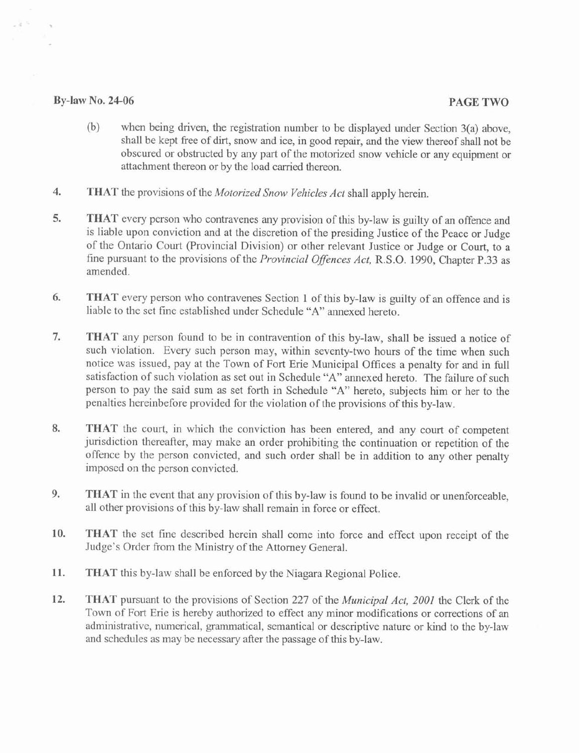(b) when being driven, the registration number to be displayed under Section 3(a) above, shall be kept free of dirt, snow and ice, in good repair, and the view thereof shall not be obscured or obstructed by any part of the motorized snow vehicle or any equipment or attachment thereon or by the load carried thereon.

4. **THAT** the provisions of the *Motorized Snow Vehicles Act* shall apply herein.

5. **THAT** every person who contravenes any provision of this by-law is guilty of an offence and is liable upon conviction and at the discretion of the presiding Justice of the Peace or Judge of the Ontario Court (Provincial Division) or other relevant Justice or Judge or Court, to a fine pursuant to the provisions of the *Provincial Offences Act,* R.S.O. 1990, Chapter P.33 as amended.

6. **THAT** every person who contravenes Section 1 of this by-law is guilty of an offence and is liable to the set fine established under Schedule "A" annexed hereto.

7. **THAT** any person found to be in contravention of this by-law, shall be issued a notice of such violation. Every such person may, within seventy-two hours of the time when such notice was issued, pay at the Town of Fort Erie Municipal Offices a penalty for and in full satisfaction of such violation as set out in Schedule "A" annexed hereto. The failure of such person to pay the said sum as set forth in Schedule "A" hereto, subjects him or her to the penalties hereinbefore provided for the violation of the provisions of this by-law.

8. **THAT** the court, in which the conviction has been entered, and any court of competent jurisdiction thereafter, may make an order prohibiting the continuation or repetition of the offence by the person convicted, and such order shall be in addition to any other penalty imposed on the person convicted.

9. **THAT** in the event that any provision of this by-law is found to be invalid or unenforceable, all other provisions of this by-law shall remain in force or effect.

10. **THAT** the set fine described herein shall come into force and effect upon receipt of the Judge's Order from the Ministry of the Attorney General.

11. **THAT** this by-law shall be enforced by the Niagara Regional Police.

12. **THAT** pursuant to the provisions of Section 227 of the *Municipal Act, 2001* the Clerk of the Town of Fort Erie is hereby authorized to effect any minor modifications or corrections of an administrative, numerical, grammatical, semantical or descriptive nature or kind to the by-law and schedules as may be necessary after the passage of this by-law.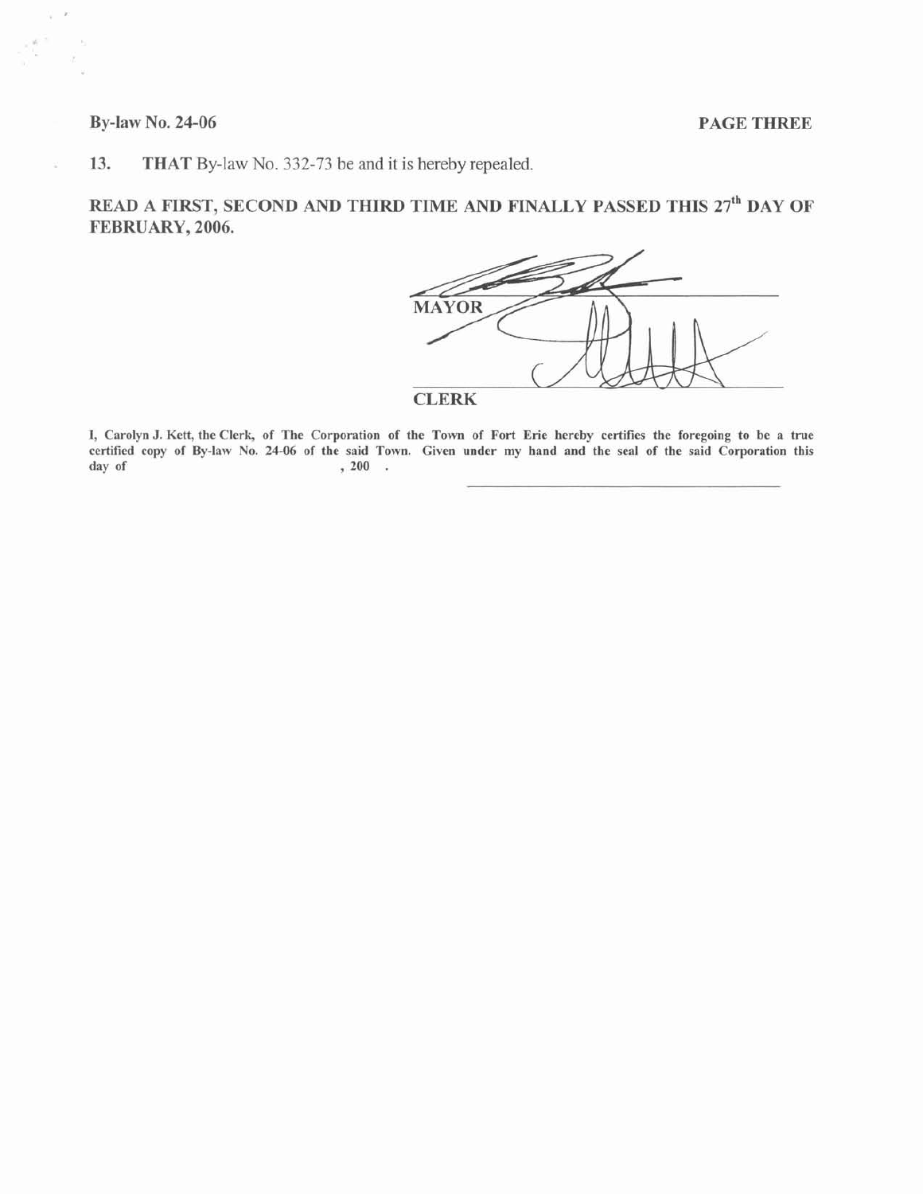By-law No. 24-06

13. **THAT** By-law No. 332-73 be and it is hereby repealed.

**READ A FIRST, SECOND AND THIRD TIME AND FINALLY PASSED THIS 27th DAY OF FEBRUARY, 2006.**

**MAYOR**

**CLERK**

**I, Carolyn J. Kett, the Clerk, of The Corporation of the Town of Fort Erie hereby certifies the foregoing to be a true certified copy of By-law No. 24-06 of the said Town. Given under my hand and the seal of the said Corporation this day of , 200 .**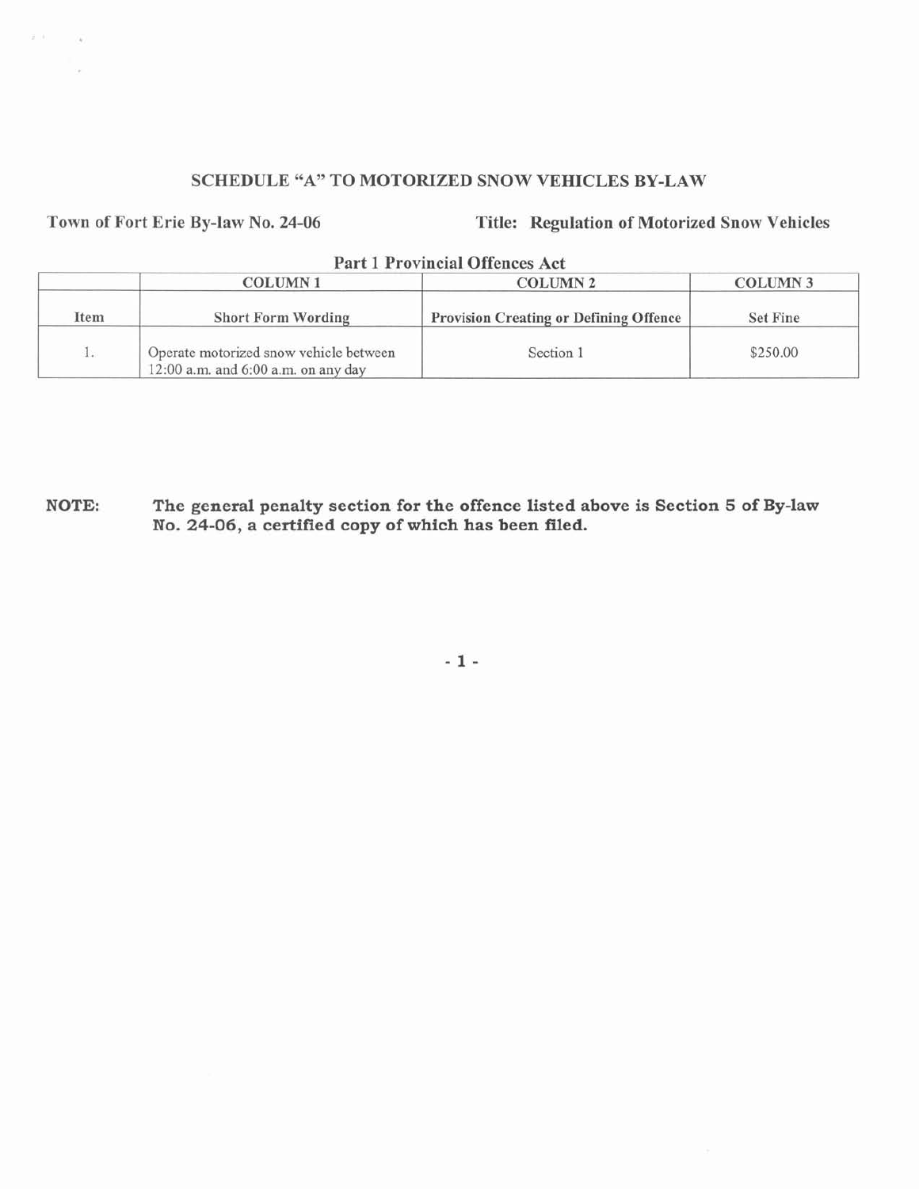## SCHEDULE "A" TO MOTORIZED SNOW VEHICLES BY-LAW

**Town of Fort Erie By-law No. 24-06** **Title: Regulation of Motorized Snow Vehicles**

**Part 1 Provincial Offences Act**

| | COLUMN 1 | COLUMN 2 | COLUMN 3 |
|---|---|---|---|
| Item | Short Form Wording | Provision Creating or Defining Offence | Set Fine |
| 1. | Operate motorized snow vehicle between 12:00 a.m. and 6:00 a.m. on any day | Section 1 | $250.00 |

**NOTE:** **The general penalty section for the offence listed above is Section 5 of By-law No. 24-06, a certified copy of which has been filed.**